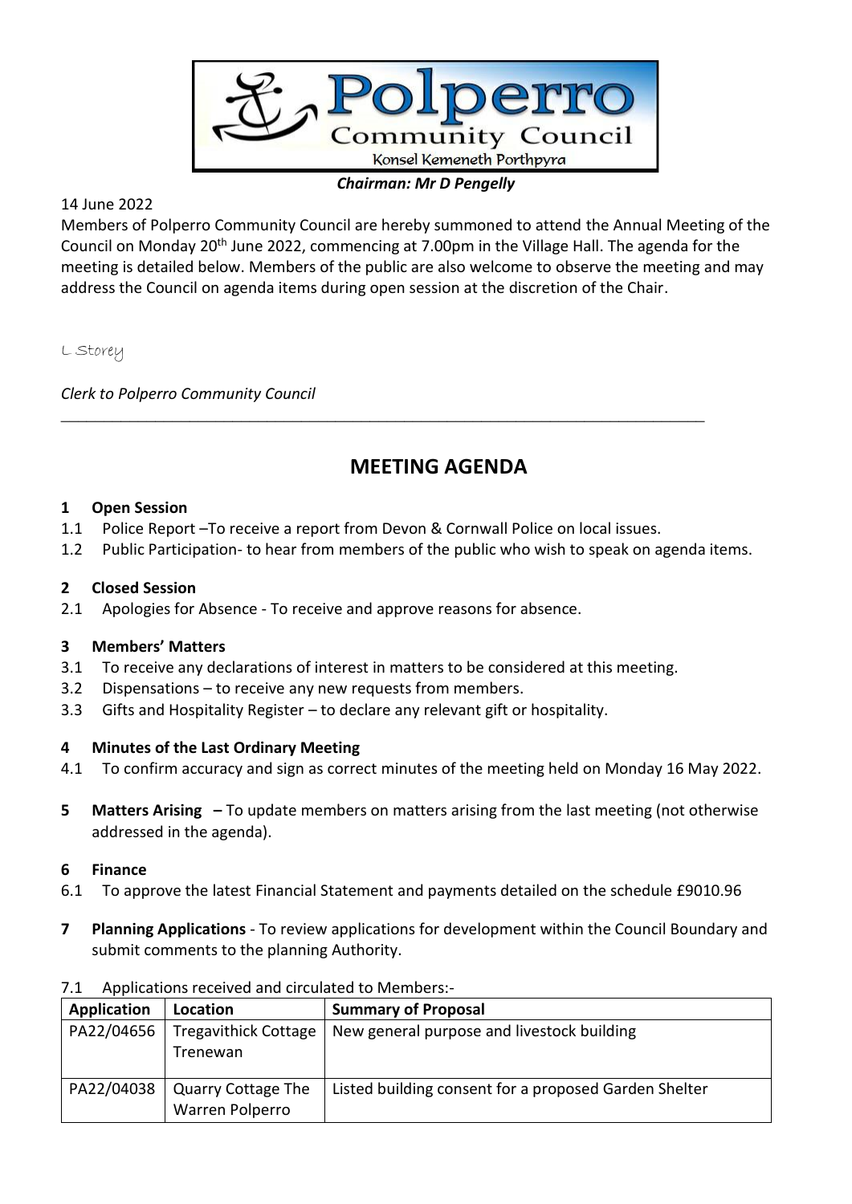Polperro Community Council

Konsel Kemeneth Porthpyra

***Chairman: Mr D Pengelly***

14 June 2022

Members of Polperro Community Council are hereby summoned to attend the Annual Meeting of the Council on Monday 20th June 2022, commencing at 7.00pm in the Village Hall. The agenda for the meeting is detailed below. Members of the public are also welcome to observe the meeting and may address the Council on agenda items during open session at the discretion of the Chair.

L Storey

*Clerk to Polperro Community Council*

---

# MEETING AGENDA

**1 Open Session**

1.1 Police Report –To receive a report from Devon & Cornwall Police on local issues.

1.2 Public Participation- to hear from members of the public who wish to speak on agenda items.

**2 Closed Session**

2.1 Apologies for Absence - To receive and approve reasons for absence.

**3 Members' Matters**

3.1 To receive any declarations of interest in matters to be considered at this meeting.

3.2 Dispensations – to receive any new requests from members.

3.3 Gifts and Hospitality Register – to declare any relevant gift or hospitality.

**4 Minutes of the Last Ordinary Meeting**

4.1 To confirm accuracy and sign as correct minutes of the meeting held on Monday 16 May 2022.

**5 Matters Arising –** To update members on matters arising from the last meeting (not otherwise addressed in the agenda).

**6 Finance**

6.1 To approve the latest Financial Statement and payments detailed on the schedule £9010.96

**7 Planning Applications** - To review applications for development within the Council Boundary and submit comments to the planning Authority.

7.1 Applications received and circulated to Members:-

| **Application** | **Location** | **Summary of Proposal** |
|---|---|---|
| PA22/04656 | Tregavithick Cottage Trenewan | New general purpose and livestock building |
| PA22/04038 | Quarry Cottage The Warren Polperro | Listed building consent for a proposed Garden Shelter |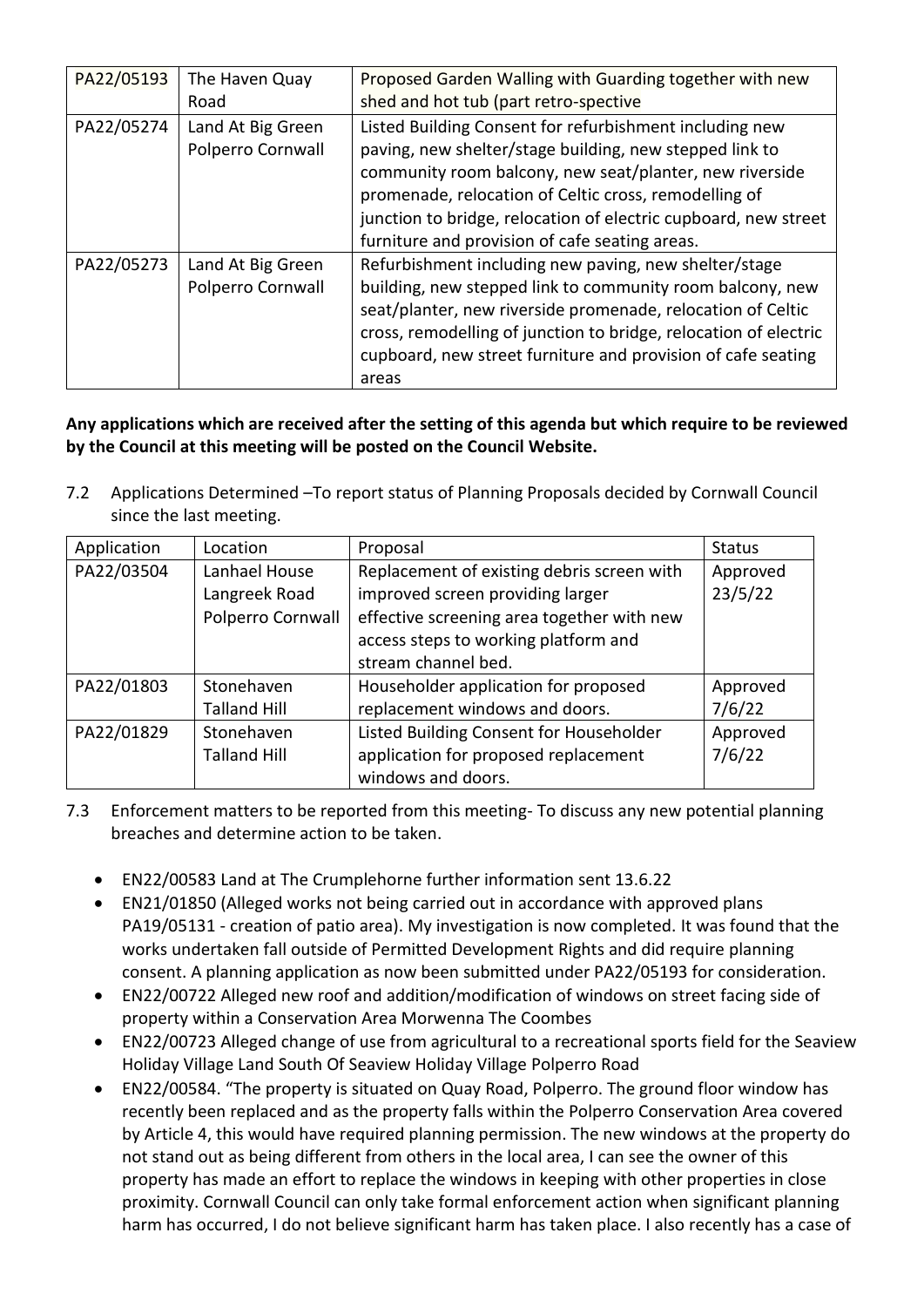| PA22/05193 | The Haven Quay Road | Proposed Garden Walling with Guarding together with new shed and hot tub (part retro-spective |
|---|---|---|
| PA22/05274 | Land At Big Green Polperro Cornwall | Listed Building Consent for refurbishment including new paving, new shelter/stage building, new stepped link to community room balcony, new seat/planter, new riverside promenade, relocation of Celtic cross, remodelling of junction to bridge, relocation of electric cupboard, new street furniture and provision of cafe seating areas. |
| PA22/05273 | Land At Big Green Polperro Cornwall | Refurbishment including new paving, new shelter/stage building, new stepped link to community room balcony, new seat/planter, new riverside promenade, relocation of Celtic cross, remodelling of junction to bridge, relocation of electric cupboard, new street furniture and provision of cafe seating areas |

**Any applications which are received after the setting of this agenda but which require to be reviewed by the Council at this meeting will be posted on the Council Website.**

7.2 Applications Determined –To report status of Planning Proposals decided by Cornwall Council since the last meeting.

| Application | Location | Proposal | Status |
|---|---|---|---|
| PA22/03504 | Lanhael House Langreek Road Polperro Cornwall | Replacement of existing debris screen with improved screen providing larger effective screening area together with new access steps to working platform and stream channel bed. | Approved 23/5/22 |
| PA22/01803 | Stonehaven Talland Hill | Householder application for proposed replacement windows and doors. | Approved 7/6/22 |
| PA22/01829 | Stonehaven Talland Hill | Listed Building Consent for Householder application for proposed replacement windows and doors. | Approved 7/6/22 |

7.3 Enforcement matters to be reported from this meeting- To discuss any new potential planning breaches and determine action to be taken.

- EN22/00583 Land at The Crumplehorne further information sent 13.6.22
- EN21/01850 (Alleged works not being carried out in accordance with approved plans PA19/05131 - creation of patio area). My investigation is now completed. It was found that the works undertaken fall outside of Permitted Development Rights and did require planning consent. A planning application as now been submitted under PA22/05193 for consideration.
- EN22/00722 Alleged new roof and addition/modification of windows on street facing side of property within a Conservation Area Morwenna The Coombes
- EN22/00723 Alleged change of use from agricultural to a recreational sports field for the Seaview Holiday Village Land South Of Seaview Holiday Village Polperro Road
- EN22/00584. "The property is situated on Quay Road, Polperro. The ground floor window has recently been replaced and as the property falls within the Polperro Conservation Area covered by Article 4, this would have required planning permission. The new windows at the property do not stand out as being different from others in the local area, I can see the owner of this property has made an effort to replace the windows in keeping with other properties in close proximity. Cornwall Council can only take formal enforcement action when significant planning harm has occurred, I do not believe significant harm has taken place. I also recently has a case of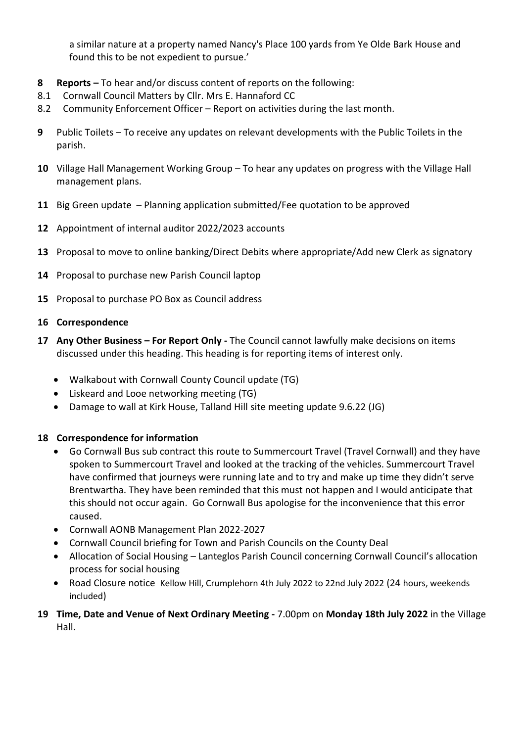a similar nature at a property named Nancy's Place 100 yards from Ye Olde Bark House and found this to be not expedient to pursue.'

**8** **Reports –** To hear and/or discuss content of reports on the following:

8.1 Cornwall Council Matters by Cllr. Mrs E. Hannaford CC

8.2 Community Enforcement Officer – Report on activities during the last month.

**9** Public Toilets – To receive any updates on relevant developments with the Public Toilets in the parish.

**10** Village Hall Management Working Group – To hear any updates on progress with the Village Hall management plans.

**11** Big Green update – Planning application submitted/Fee quotation to be approved

**12** Appointment of internal auditor 2022/2023 accounts

**13** Proposal to move to online banking/Direct Debits where appropriate/Add new Clerk as signatory

**14** Proposal to purchase new Parish Council laptop

**15** Proposal to purchase PO Box as Council address

**16 Correspondence**

**17 Any Other Business – For Report Only -** The Council cannot lawfully make decisions on items discussed under this heading. This heading is for reporting items of interest only.

- Walkabout with Cornwall County Council update (TG)
- Liskeard and Looe networking meeting (TG)
- Damage to wall at Kirk House, Talland Hill site meeting update 9.6.22 (JG)

**18 Correspondence for information**

- Go Cornwall Bus sub contract this route to Summercourt Travel (Travel Cornwall) and they have spoken to Summercourt Travel and looked at the tracking of the vehicles. Summercourt Travel have confirmed that journeys were running late and to try and make up time they didn't serve Brentwartha. They have been reminded that this must not happen and I would anticipate that this should not occur again. Go Cornwall Bus apologise for the inconvenience that this error caused.
- Cornwall AONB Management Plan 2022-2027
- Cornwall Council briefing for Town and Parish Councils on the County Deal
- Allocation of Social Housing – Lanteglos Parish Council concerning Cornwall Council's allocation process for social housing
- Road Closure notice Kellow Hill, Crumplehorn 4th July 2022 to 22nd July 2022 (24 hours, weekends included)

**19 Time, Date and Venue of Next Ordinary Meeting -** 7.00pm on **Monday 18th July 2022** in the Village Hall.